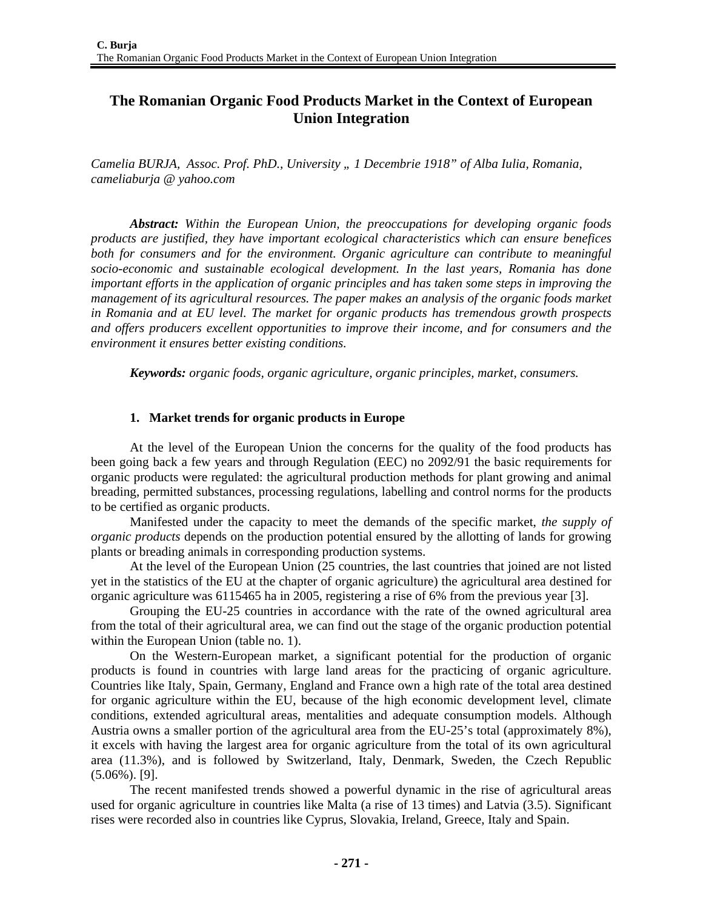# The Romanian Organic Food Products Market in the Context of European Union Integration

*Camelia BURJA, Assoc. Prof. PhD., University „ 1 Decembrie 1918" of Alba Iulia, Romania, cameliaburja @ yahoo.com*

***Abstract:*** *Within the European Union, the preoccupations for developing organic foods products are justified, they have important ecological characteristics which can ensure benefices both for consumers and for the environment. Organic agriculture can contribute to meaningful socio-economic and sustainable ecological development. In the last years, Romania has done important efforts in the application of organic principles and has taken some steps in improving the management of its agricultural resources. The paper makes an analysis of the organic foods market in Romania and at EU level. The market for organic products has tremendous growth prospects and offers producers excellent opportunities to improve their income, and for consumers and the environment it ensures better existing conditions.*

***Keywords:*** *organic foods, organic agriculture, organic principles, market, consumers.*

## 1. Market trends for organic products in Europe

At the level of the European Union the concerns for the quality of the food products has been going back a few years and through Regulation (EEC) no 2092/91 the basic requirements for organic products were regulated: the agricultural production methods for plant growing and animal breading, permitted substances, processing regulations, labelling and control norms for the products to be certified as organic products.

Manifested under the capacity to meet the demands of the specific market, *the supply of organic products* depends on the production potential ensured by the allotting of lands for growing plants or breading animals in corresponding production systems.

At the level of the European Union (25 countries, the last countries that joined are not listed yet in the statistics of the EU at the chapter of organic agriculture) the agricultural area destined for organic agriculture was 6115465 ha in 2005, registering a rise of 6% from the previous year [3].

Grouping the EU-25 countries in accordance with the rate of the owned agricultural area from the total of their agricultural area, we can find out the stage of the organic production potential within the European Union (table no. 1).

On the Western-European market, a significant potential for the production of organic products is found in countries with large land areas for the practicing of organic agriculture. Countries like Italy, Spain, Germany, England and France own a high rate of the total area destined for organic agriculture within the EU, because of the high economic development level, climate conditions, extended agricultural areas, mentalities and adequate consumption models. Although Austria owns a smaller portion of the agricultural area from the EU-25's total (approximately 8%), it excels with having the largest area for organic agriculture from the total of its own agricultural area (11.3%), and is followed by Switzerland, Italy, Denmark, Sweden, the Czech Republic (5.06%). [9].

The recent manifested trends showed a powerful dynamic in the rise of agricultural areas used for organic agriculture in countries like Malta (a rise of 13 times) and Latvia (3.5). Significant rises were recorded also in countries like Cyprus, Slovakia, Ireland, Greece, Italy and Spain.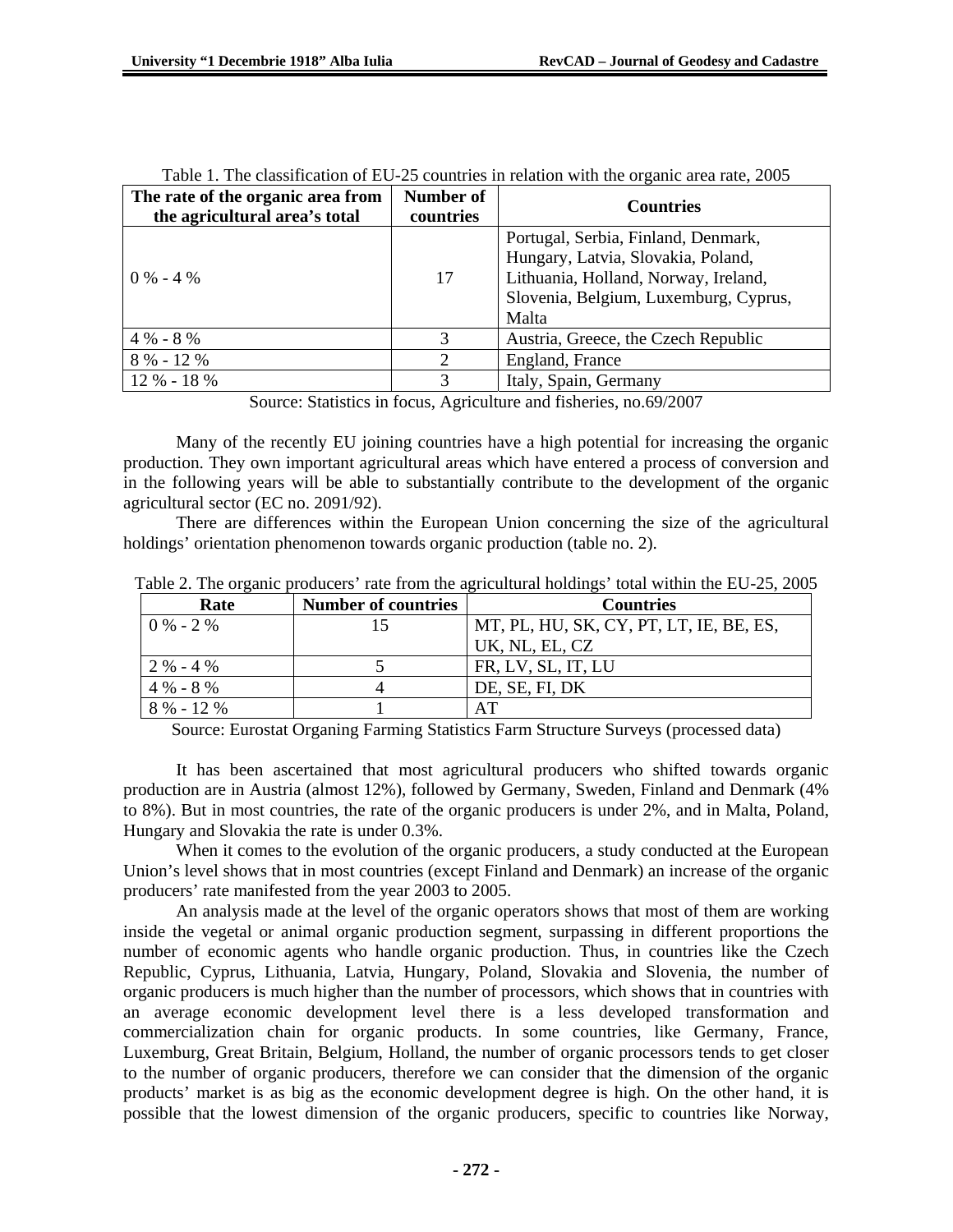Table 1. The classification of EU-25 countries in relation with the organic area rate, 2005

| The rate of the organic area from the agricultural area's total | Number of countries | Countries |
|---|---|---|
| 0 % - 4 % | 17 | Portugal, Serbia, Finland, Denmark, Hungary, Latvia, Slovakia, Poland, Lithuania, Holland, Norway, Ireland, Slovenia, Belgium, Luxemburg, Cyprus, Malta |
| 4 % - 8 % | 3 | Austria, Greece, the Czech Republic |
| 8 % - 12 % | 2 | England, France |
| 12 % - 18 % | 3 | Italy, Spain, Germany |

Source: Statistics in focus, Agriculture and fisheries, no.69/2007

Many of the recently EU joining countries have a high potential for increasing the organic production. They own important agricultural areas which have entered a process of conversion and in the following years will be able to substantially contribute to the development of the organic agricultural sector (EC no. 2091/92).

There are differences within the European Union concerning the size of the agricultural holdings' orientation phenomenon towards organic production (table no. 2).

Table 2. The organic producers' rate from the agricultural holdings' total within the EU-25, 2005

| Rate | Number of countries | Countries |
|---|---|---|
| 0 % - 2 % | 15 | MT, PL, HU, SK, CY, PT, LT, IE, BE, ES, UK, NL, EL, CZ |
| 2 % - 4 % | 5 | FR, LV, SL, IT, LU |
| 4 % - 8 % | 4 | DE, SE, FI, DK |
| 8 % - 12 % | 1 | AT |

Source: Eurostat Organing Farming Statistics Farm Structure Surveys (processed data)

It has been ascertained that most agricultural producers who shifted towards organic production are in Austria (almost 12%), followed by Germany, Sweden, Finland and Denmark (4% to 8%). But in most countries, the rate of the organic producers is under 2%, and in Malta, Poland, Hungary and Slovakia the rate is under 0.3%.

When it comes to the evolution of the organic producers, a study conducted at the European Union's level shows that in most countries (except Finland and Denmark) an increase of the organic producers' rate manifested from the year 2003 to 2005.

An analysis made at the level of the organic operators shows that most of them are working inside the vegetal or animal organic production segment, surpassing in different proportions the number of economic agents who handle organic production. Thus, in countries like the Czech Republic, Cyprus, Lithuania, Latvia, Hungary, Poland, Slovakia and Slovenia, the number of organic producers is much higher than the number of processors, which shows that in countries with an average economic development level there is a less developed transformation and commercialization chain for organic products. In some countries, like Germany, France, Luxemburg, Great Britain, Belgium, Holland, the number of organic processors tends to get closer to the number of organic producers, therefore we can consider that the dimension of the organic products' market is as big as the economic development degree is high. On the other hand, it is possible that the lowest dimension of the organic producers, specific to countries like Norway,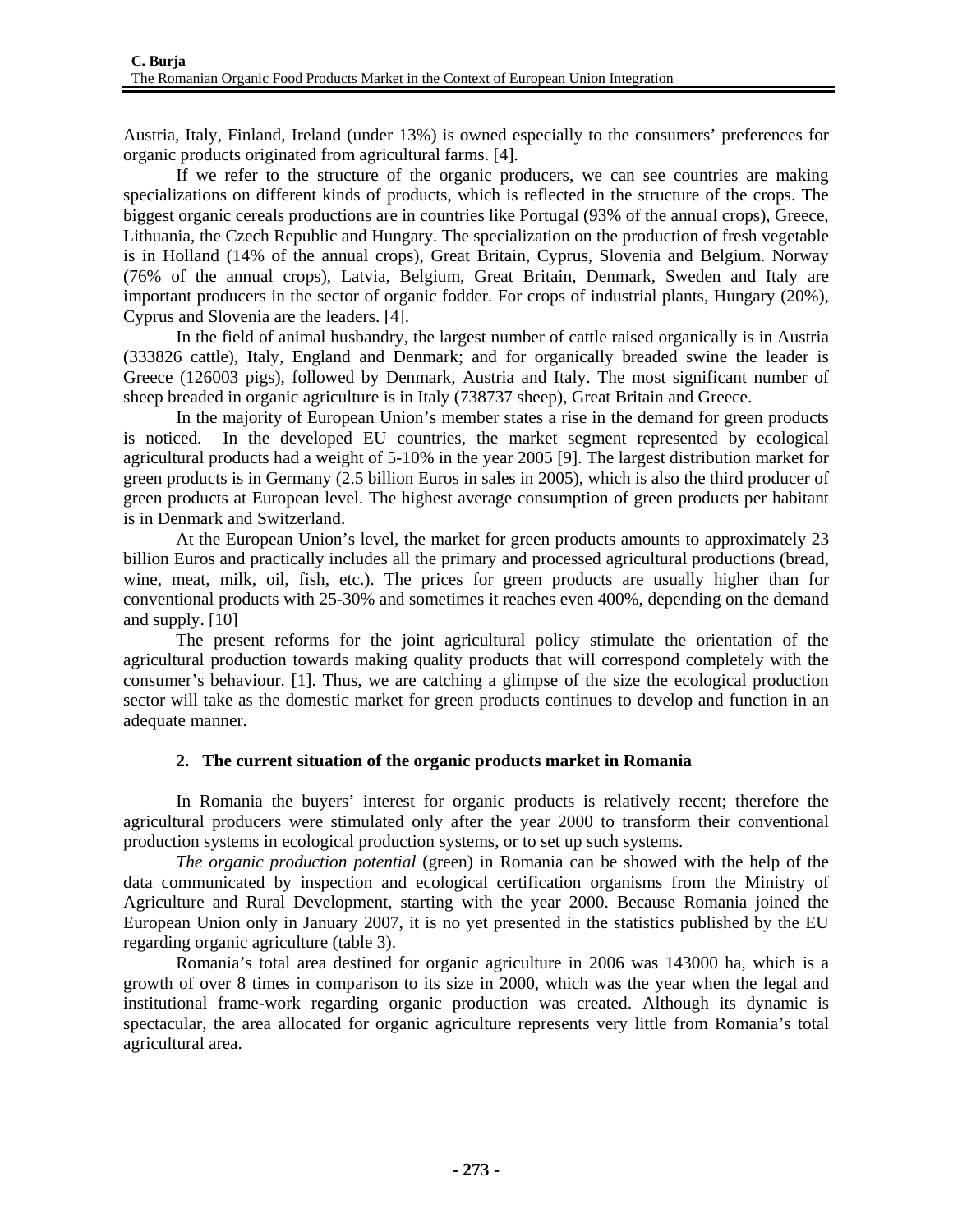Austria, Italy, Finland, Ireland (under 13%) is owned especially to the consumers' preferences for organic products originated from agricultural farms. [4].

If we refer to the structure of the organic producers, we can see countries are making specializations on different kinds of products, which is reflected in the structure of the crops. The biggest organic cereals productions are in countries like Portugal (93% of the annual crops), Greece, Lithuania, the Czech Republic and Hungary. The specialization on the production of fresh vegetable is in Holland (14% of the annual crops), Great Britain, Cyprus, Slovenia and Belgium. Norway (76% of the annual crops), Latvia, Belgium, Great Britain, Denmark, Sweden and Italy are important producers in the sector of organic fodder. For crops of industrial plants, Hungary (20%), Cyprus and Slovenia are the leaders. [4].

In the field of animal husbandry, the largest number of cattle raised organically is in Austria (333826 cattle), Italy, England and Denmark; and for organically breaded swine the leader is Greece (126003 pigs), followed by Denmark, Austria and Italy. The most significant number of sheep breaded in organic agriculture is in Italy (738737 sheep), Great Britain and Greece.

In the majority of European Union's member states a rise in the demand for green products is noticed. In the developed EU countries, the market segment represented by ecological agricultural products had a weight of 5-10% in the year 2005 [9]. The largest distribution market for green products is in Germany (2.5 billion Euros in sales in 2005), which is also the third producer of green products at European level. The highest average consumption of green products per habitant is in Denmark and Switzerland.

At the European Union's level, the market for green products amounts to approximately 23 billion Euros and practically includes all the primary and processed agricultural productions (bread, wine, meat, milk, oil, fish, etc.). The prices for green products are usually higher than for conventional products with 25-30% and sometimes it reaches even 400%, depending on the demand and supply. [10]

The present reforms for the joint agricultural policy stimulate the orientation of the agricultural production towards making quality products that will correspond completely with the consumer's behaviour. [1]. Thus, we are catching a glimpse of the size the ecological production sector will take as the domestic market for green products continues to develop and function in an adequate manner.

## 2. The current situation of the organic products market in Romania

In Romania the buyers' interest for organic products is relatively recent; therefore the agricultural producers were stimulated only after the year 2000 to transform their conventional production systems in ecological production systems, or to set up such systems.

*The organic production potential* (green) in Romania can be showed with the help of the data communicated by inspection and ecological certification organisms from the Ministry of Agriculture and Rural Development, starting with the year 2000. Because Romania joined the European Union only in January 2007, it is no yet presented in the statistics published by the EU regarding organic agriculture (table 3).

Romania's total area destined for organic agriculture in 2006 was 143000 ha, which is a growth of over 8 times in comparison to its size in 2000, which was the year when the legal and institutional frame-work regarding organic production was created. Although its dynamic is spectacular, the area allocated for organic agriculture represents very little from Romania's total agricultural area.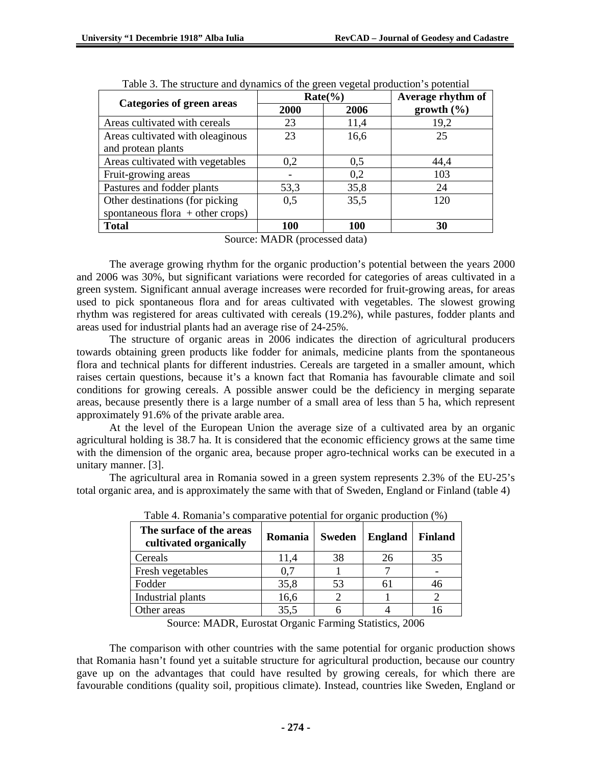Table 3. The structure and dynamics of the green vegetal production's potential

| Categories of green areas | Rate(%) | | Average rhythm of growth (%) |
|---|---|---|---|
| | 2000 | 2006 | |
| Areas cultivated with cereals | 23 | 11,4 | 19,2 |
| Areas cultivated with oleaginous and protean plants | 23 | 16,6 | 25 |
| Areas cultivated with vegetables | 0,2 | 0,5 | 44,4 |
| Fruit-growing areas | - | 0,2 | 103 |
| Pastures and fodder plants | 53,3 | 35,8 | 24 |
| Other destinations (for picking spontaneous flora + other crops) | 0,5 | 35,5 | 120 |
| **Total** | **100** | **100** | **30** |

Source: MADR (processed data)

The average growing rhythm for the organic production's potential between the years 2000 and 2006 was 30%, but significant variations were recorded for categories of areas cultivated in a green system. Significant annual average increases were recorded for fruit-growing areas, for areas used to pick spontaneous flora and for areas cultivated with vegetables. The slowest growing rhythm was registered for areas cultivated with cereals (19.2%), while pastures, fodder plants and areas used for industrial plants had an average rise of 24-25%.

The structure of organic areas in 2006 indicates the direction of agricultural producers towards obtaining green products like fodder for animals, medicine plants from the spontaneous flora and technical plants for different industries. Cereals are targeted in a smaller amount, which raises certain questions, because it's a known fact that Romania has favourable climate and soil conditions for growing cereals. A possible answer could be the deficiency in merging separate areas, because presently there is a large number of a small area of less than 5 ha, which represent approximately 91.6% of the private arable area.

At the level of the European Union the average size of a cultivated area by an organic agricultural holding is 38.7 ha. It is considered that the economic efficiency grows at the same time with the dimension of the organic area, because proper agro-technical works can be executed in a unitary manner. [3].

The agricultural area in Romania sowed in a green system represents 2.3% of the EU-25's total organic area, and is approximately the same with that of Sweden, England or Finland (table 4)

Table 4. Romania's comparative potential for organic production (%)

| The surface of the areas cultivated organically | Romania | Sweden | England | Finland |
|---|---|---|---|---|
| Cereals | 11,4 | 38 | 26 | 35 |
| Fresh vegetables | 0,7 | 1 | 7 | - |
| Fodder | 35,8 | 53 | 61 | 46 |
| Industrial plants | 16,6 | 2 | 1 | 2 |
| Other areas | 35,5 | 6 | 4 | 16 |

Source: MADR, Eurostat Organic Farming Statistics, 2006

The comparison with other countries with the same potential for organic production shows that Romania hasn't found yet a suitable structure for agricultural production, because our country gave up on the advantages that could have resulted by growing cereals, for which there are favourable conditions (quality soil, propitious climate). Instead, countries like Sweden, England or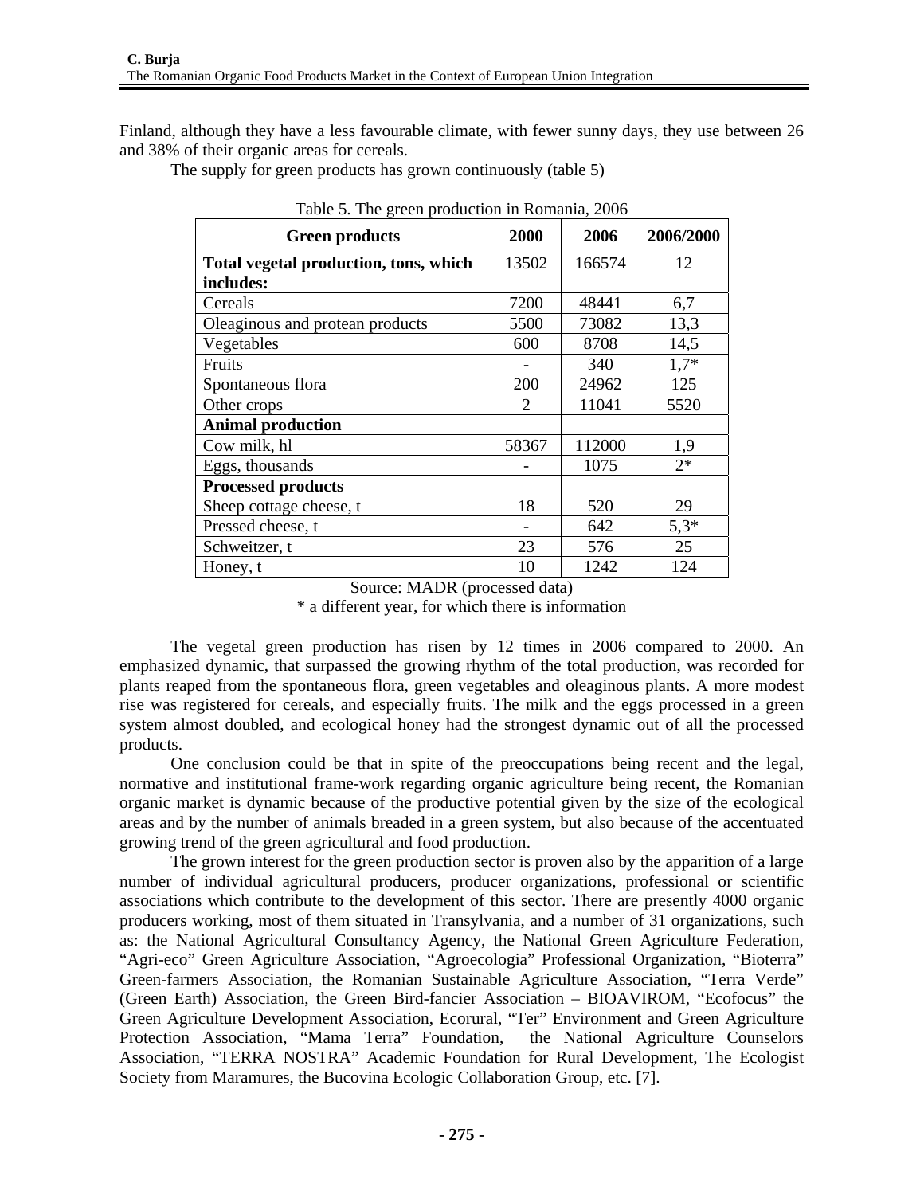Finland, although they have a less favourable climate, with fewer sunny days, they use between 26 and 38% of their organic areas for cereals.

The supply for green products has grown continuously (table 5)

Table 5. The green production in Romania, 2006

| Green products | 2000 | 2006 | 2006/2000 |
|---|---|---|---|
| **Total vegetal production, tons, which includes:** | 13502 | 166574 | 12 |
| Cereals | 7200 | 48441 | 6,7 |
| Oleaginous and protean products | 5500 | 73082 | 13,3 |
| Vegetables | 600 | 8708 | 14,5 |
| Fruits | - | 340 | 1,7* |
| Spontaneous flora | 200 | 24962 | 125 |
| Other crops | 2 | 11041 | 5520 |
| **Animal production** | | | |
| Cow milk, hl | 58367 | 112000 | 1,9 |
| Eggs, thousands | - | 1075 | 2* |
| **Processed products** | | | |
| Sheep cottage cheese, t | 18 | 520 | 29 |
| Pressed cheese, t | - | 642 | 5,3* |
| Schweitzer, t | 23 | 576 | 25 |
| Honey, t | 10 | 1242 | 124 |

Source: MADR (processed data)

* a different year, for which there is information

The vegetal green production has risen by 12 times in 2006 compared to 2000. An emphasized dynamic, that surpassed the growing rhythm of the total production, was recorded for plants reaped from the spontaneous flora, green vegetables and oleaginous plants. A more modest rise was registered for cereals, and especially fruits. The milk and the eggs processed in a green system almost doubled, and ecological honey had the strongest dynamic out of all the processed products.

One conclusion could be that in spite of the preoccupations being recent and the legal, normative and institutional frame-work regarding organic agriculture being recent, the Romanian organic market is dynamic because of the productive potential given by the size of the ecological areas and by the number of animals breaded in a green system, but also because of the accentuated growing trend of the green agricultural and food production.

The grown interest for the green production sector is proven also by the apparition of a large number of individual agricultural producers, producer organizations, professional or scientific associations which contribute to the development of this sector. There are presently 4000 organic producers working, most of them situated in Transylvania, and a number of 31 organizations, such as: the National Agricultural Consultancy Agency, the National Green Agriculture Federation, "Agri-eco" Green Agriculture Association, "Agroecologia" Professional Organization, "Bioterra" Green-farmers Association, the Romanian Sustainable Agriculture Association, "Terra Verde" (Green Earth) Association, the Green Bird-fancier Association – BIOAVIROM, "Ecofocus" the Green Agriculture Development Association, Ecorural, "Ter" Environment and Green Agriculture Protection Association, "Mama Terra" Foundation, the National Agriculture Counselors Association, "TERRA NOSTRA" Academic Foundation for Rural Development, The Ecologist Society from Maramures, the Bucovina Ecologic Collaboration Group, etc. [7].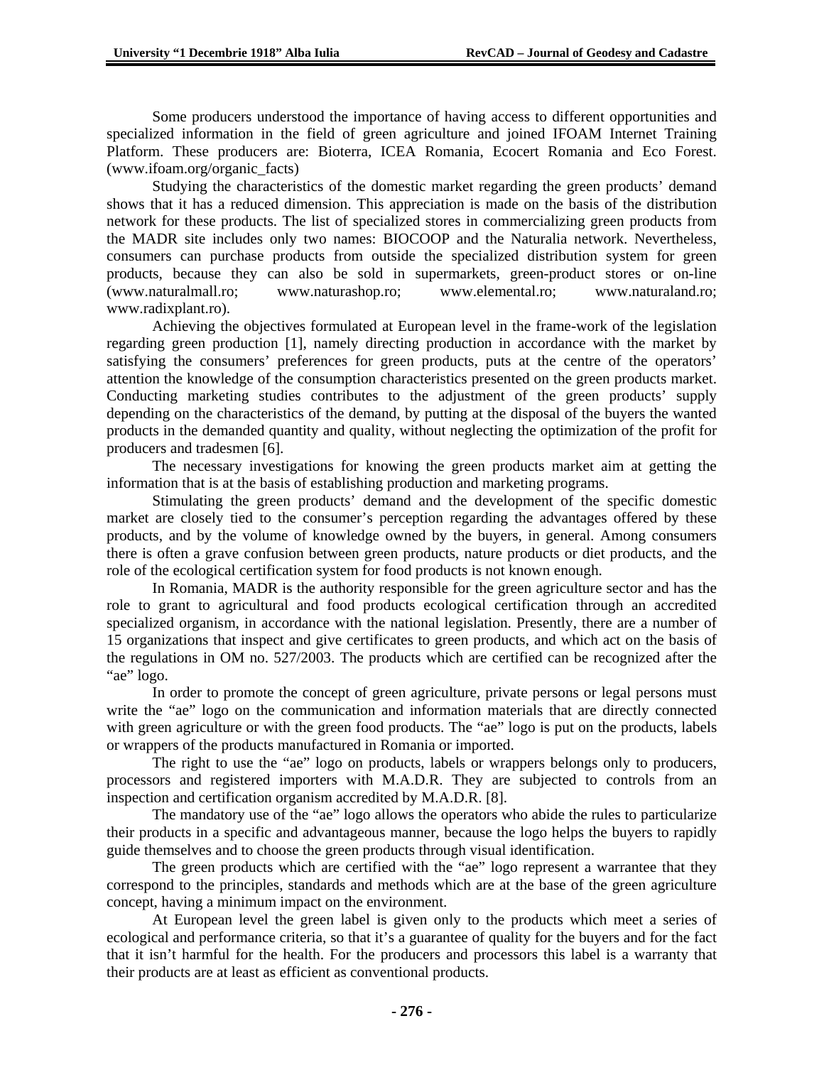Some producers understood the importance of having access to different opportunities and specialized information in the field of green agriculture and joined IFOAM Internet Training Platform. These producers are: Bioterra, ICEA Romania, Ecocert Romania and Eco Forest. (www.ifoam.org/organic_facts)

Studying the characteristics of the domestic market regarding the green products' demand shows that it has a reduced dimension. This appreciation is made on the basis of the distribution network for these products. The list of specialized stores in commercializing green products from the MADR site includes only two names: BIOCOOP and the Naturalia network. Nevertheless, consumers can purchase products from outside the specialized distribution system for green products, because they can also be sold in supermarkets, green-product stores or on-line (www.naturalmall.ro; www.naturashop.ro; www.elemental.ro; www.naturaland.ro; www.radixplant.ro).

Achieving the objectives formulated at European level in the frame-work of the legislation regarding green production [1], namely directing production in accordance with the market by satisfying the consumers' preferences for green products, puts at the centre of the operators' attention the knowledge of the consumption characteristics presented on the green products market. Conducting marketing studies contributes to the adjustment of the green products' supply depending on the characteristics of the demand, by putting at the disposal of the buyers the wanted products in the demanded quantity and quality, without neglecting the optimization of the profit for producers and tradesmen [6].

The necessary investigations for knowing the green products market aim at getting the information that is at the basis of establishing production and marketing programs.

Stimulating the green products' demand and the development of the specific domestic market are closely tied to the consumer's perception regarding the advantages offered by these products, and by the volume of knowledge owned by the buyers, in general. Among consumers there is often a grave confusion between green products, nature products or diet products, and the role of the ecological certification system for food products is not known enough.

In Romania, MADR is the authority responsible for the green agriculture sector and has the role to grant to agricultural and food products ecological certification through an accredited specialized organism, in accordance with the national legislation. Presently, there are a number of 15 organizations that inspect and give certificates to green products, and which act on the basis of the regulations in OM no. 527/2003. The products which are certified can be recognized after the "ae" logo.

In order to promote the concept of green agriculture, private persons or legal persons must write the "ae" logo on the communication and information materials that are directly connected with green agriculture or with the green food products. The "ae" logo is put on the products, labels or wrappers of the products manufactured in Romania or imported.

The right to use the "ae" logo on products, labels or wrappers belongs only to producers, processors and registered importers with M.A.D.R. They are subjected to controls from an inspection and certification organism accredited by M.A.D.R. [8].

The mandatory use of the "ae" logo allows the operators who abide the rules to particularize their products in a specific and advantageous manner, because the logo helps the buyers to rapidly guide themselves and to choose the green products through visual identification.

The green products which are certified with the "ae" logo represent a warrantee that they correspond to the principles, standards and methods which are at the base of the green agriculture concept, having a minimum impact on the environment.

At European level the green label is given only to the products which meet a series of ecological and performance criteria, so that it's a guarantee of quality for the buyers and for the fact that it isn't harmful for the health. For the producers and processors this label is a warranty that their products are at least as efficient as conventional products.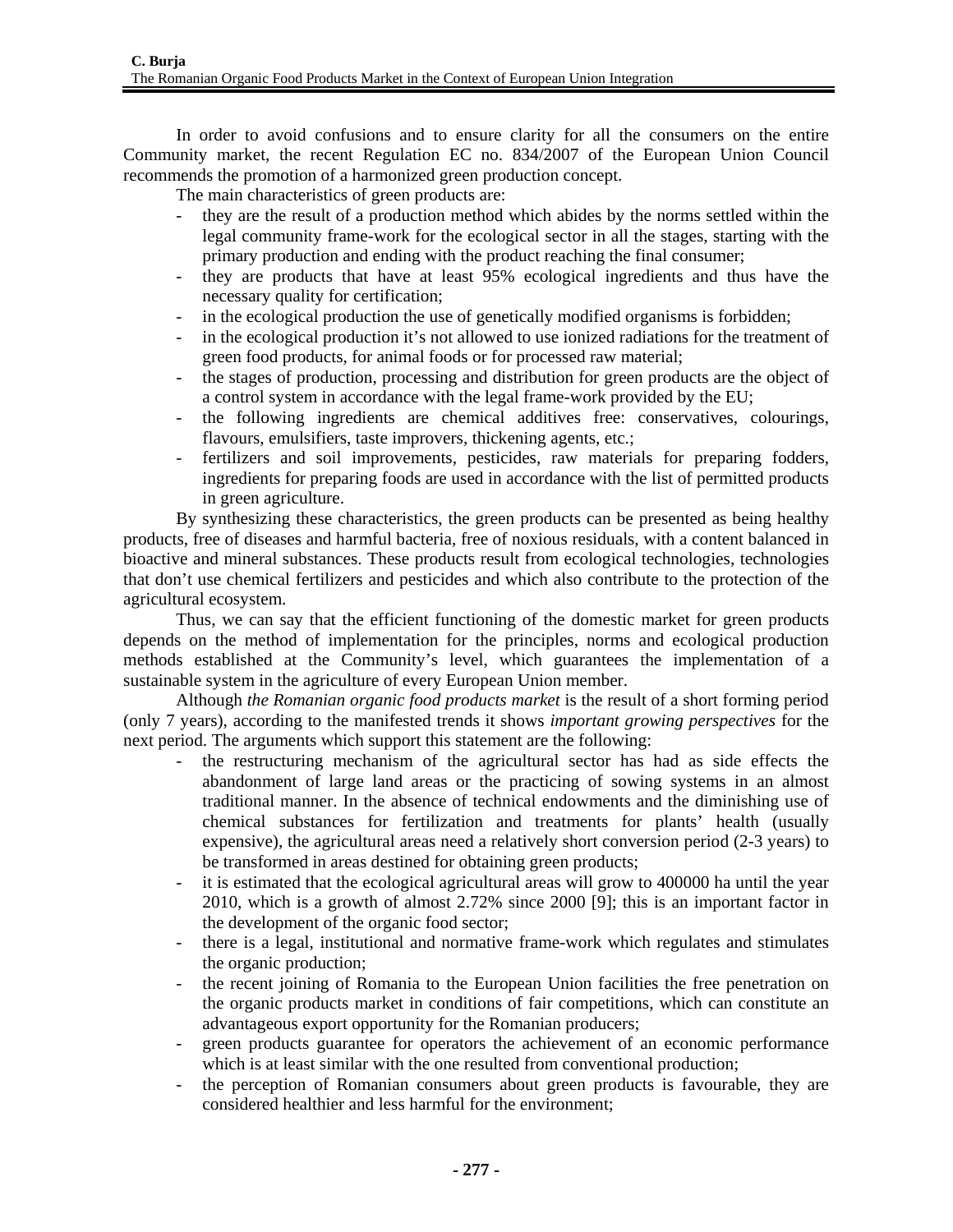In order to avoid confusions and to ensure clarity for all the consumers on the entire Community market, the recent Regulation EC no. 834/2007 of the European Union Council recommends the promotion of a harmonized green production concept.

The main characteristics of green products are:

- they are the result of a production method which abides by the norms settled within the legal community frame-work for the ecological sector in all the stages, starting with the primary production and ending with the product reaching the final consumer;
- they are products that have at least 95% ecological ingredients and thus have the necessary quality for certification;
- in the ecological production the use of genetically modified organisms is forbidden;
- in the ecological production it's not allowed to use ionized radiations for the treatment of green food products, for animal foods or for processed raw material;
- the stages of production, processing and distribution for green products are the object of a control system in accordance with the legal frame-work provided by the EU;
- the following ingredients are chemical additives free: conservatives, colourings, flavours, emulsifiers, taste improvers, thickening agents, etc.;
- fertilizers and soil improvements, pesticides, raw materials for preparing fodders, ingredients for preparing foods are used in accordance with the list of permitted products in green agriculture.

By synthesizing these characteristics, the green products can be presented as being healthy products, free of diseases and harmful bacteria, free of noxious residuals, with a content balanced in bioactive and mineral substances. These products result from ecological technologies, technologies that don't use chemical fertilizers and pesticides and which also contribute to the protection of the agricultural ecosystem.

Thus, we can say that the efficient functioning of the domestic market for green products depends on the method of implementation for the principles, norms and ecological production methods established at the Community's level, which guarantees the implementation of a sustainable system in the agriculture of every European Union member.

Although *the Romanian organic food products market* is the result of a short forming period (only 7 years), according to the manifested trends it shows *important growing perspectives* for the next period. The arguments which support this statement are the following:

- the restructuring mechanism of the agricultural sector has had as side effects the abandonment of large land areas or the practicing of sowing systems in an almost traditional manner. In the absence of technical endowments and the diminishing use of chemical substances for fertilization and treatments for plants' health (usually expensive), the agricultural areas need a relatively short conversion period (2-3 years) to be transformed in areas destined for obtaining green products;
- it is estimated that the ecological agricultural areas will grow to 400000 ha until the year 2010, which is a growth of almost 2.72% since 2000 [9]; this is an important factor in the development of the organic food sector;
- there is a legal, institutional and normative frame-work which regulates and stimulates the organic production;
- the recent joining of Romania to the European Union facilities the free penetration on the organic products market in conditions of fair competitions, which can constitute an advantageous export opportunity for the Romanian producers;
- green products guarantee for operators the achievement of an economic performance which is at least similar with the one resulted from conventional production;
- the perception of Romanian consumers about green products is favourable, they are considered healthier and less harmful for the environment;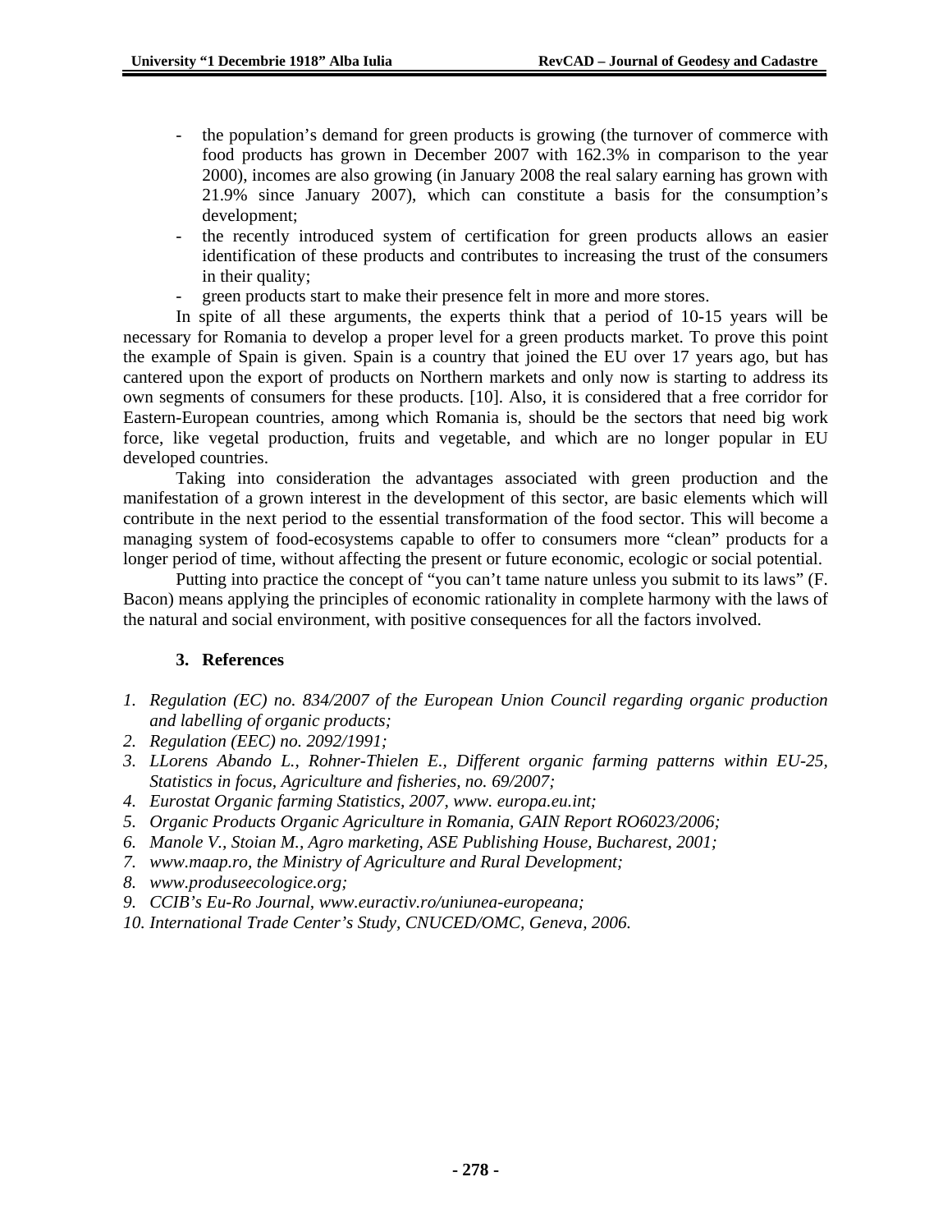- the population's demand for green products is growing (the turnover of commerce with food products has grown in December 2007 with 162.3% in comparison to the year 2000), incomes are also growing (in January 2008 the real salary earning has grown with 21.9% since January 2007), which can constitute a basis for the consumption's development;
- the recently introduced system of certification for green products allows an easier identification of these products and contributes to increasing the trust of the consumers in their quality;
- green products start to make their presence felt in more and more stores.

In spite of all these arguments, the experts think that a period of 10-15 years will be necessary for Romania to develop a proper level for a green products market. To prove this point the example of Spain is given. Spain is a country that joined the EU over 17 years ago, but has cantered upon the export of products on Northern markets and only now is starting to address its own segments of consumers for these products. [10]. Also, it is considered that a free corridor for Eastern-European countries, among which Romania is, should be the sectors that need big work force, like vegetal production, fruits and vegetable, and which are no longer popular in EU developed countries.

Taking into consideration the advantages associated with green production and the manifestation of a grown interest in the development of this sector, are basic elements which will contribute in the next period to the essential transformation of the food sector. This will become a managing system of food-ecosystems capable to offer to consumers more "clean" products for a longer period of time, without affecting the present or future economic, ecologic or social potential.

Putting into practice the concept of "you can't tame nature unless you submit to its laws" (F. Bacon) means applying the principles of economic rationality in complete harmony with the laws of the natural and social environment, with positive consequences for all the factors involved.

## 3. References

1. *Regulation (EC) no. 834/2007 of the European Union Council regarding organic production and labelling of organic products;*
2. *Regulation (EEC) no. 2092/1991;*
3. *LLorens Abando L., Rohner-Thielen E., Different organic farming patterns within EU-25, Statistics in focus, Agriculture and fisheries, no. 69/2007;*
4. *Eurostat Organic farming Statistics, 2007, www. europa.eu.int;*
5. *Organic Products Organic Agriculture in Romania, GAIN Report RO6023/2006;*
6. *Manole V., Stoian M., Agro marketing, ASE Publishing House, Bucharest, 2001;*
7. *www.maap.ro, the Ministry of Agriculture and Rural Development;*
8. *www.produseecologice.org;*
9. *CCIB's Eu-Ro Journal, www.euractiv.ro/uniunea-europeana;*
10. *International Trade Center's Study, CNUCED/OMC, Geneva, 2006.*